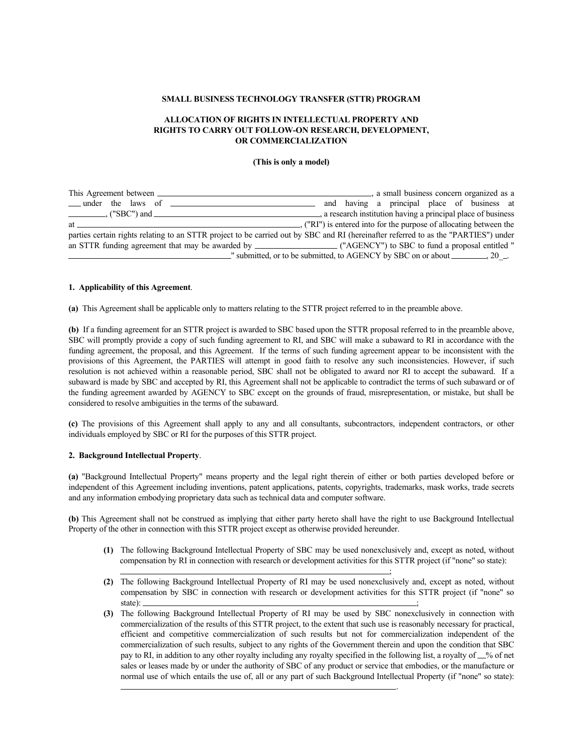**SMALL BUSINESS TECHNOLOGY TRANSFER (STTR) PROGRAM**

**ALLOCATION OF RIGHTS IN INTELLECTUAL PROPERTY AND RIGHTS TO CARRY OUT FOLLOW-ON RESEARCH, DEVELOPMENT, OR COMMERCIALIZATION**

**(This is only a model)**

This Agreement between \_\_\_\_\_\_\_\_\_\_\_\_\_\_\_\_\_\_\_\_\_\_\_\_\_\_\_\_\_\_\_\_\_\_\_\_\_\_\_\_\_\_\_\_\_\_, a small business concern organized as a \_\_\_ under the laws of \_\_\_\_\_\_\_\_\_\_\_\_\_\_\_\_\_\_\_\_\_\_\_\_\_\_\_\_\_\_\_ and having a principal place of business at \_\_\_\_\_\_\_\_, ("SBC") and \_\_\_\_\_\_\_\_\_\_\_\_\_\_\_\_\_\_\_\_\_\_\_\_\_\_\_\_\_\_\_\_\_\_\_\_\_\_, a research institution having a principal place of business at \_\_\_\_\_\_\_\_\_\_\_\_\_\_\_\_\_\_\_\_\_\_\_\_\_\_\_\_\_\_\_\_\_\_\_\_\_\_\_\_\_\_\_\_\_\_\_\_\_\_\_\_, ("RI") is entered into for the purpose of allocating between the parties certain rights relating to an STTR project to be carried out by SBC and RI (hereinafter referred to as the "PARTIES") under an STTR funding agreement that may be awarded by \_\_\_\_\_\_\_\_\_\_\_\_\_\_\_\_\_\_ ("AGENCY") to SBC to fund a proposal entitled " \_\_\_\_\_\_\_\_\_\_\_\_\_\_\_\_\_\_\_\_\_\_\_\_\_\_\_\_\_\_\_\_\_\_\_\_\_" submitted, or to be submitted, to AGENCY by SBC on or about \_\_\_\_\_\_\_\_, 20\_\_.

**1. Applicability of this Agreement**.

**(a)** This Agreement shall be applicable only to matters relating to the STTR project referred to in the preamble above.

**(b)** If a funding agreement for an STTR project is awarded to SBC based upon the STTR proposal referred to in the preamble above, SBC will promptly provide a copy of such funding agreement to RI, and SBC will make a subaward to RI in accordance with the funding agreement, the proposal, and this Agreement. If the terms of such funding agreement appear to be inconsistent with the provisions of this Agreement, the PARTIES will attempt in good faith to resolve any such inconsistencies. However, if such resolution is not achieved within a reasonable period, SBC shall not be obligated to award nor RI to accept the subaward. If a subaward is made by SBC and accepted by RI, this Agreement shall not be applicable to contradict the terms of such subaward or of the funding agreement awarded by AGENCY to SBC except on the grounds of fraud, misrepresentation, or mistake, but shall be considered to resolve ambiguities in the terms of the subaward.

**(c)** The provisions of this Agreement shall apply to any and all consultants, subcontractors, independent contractors, or other individuals employed by SBC or RI for the purposes of this STTR project.

**2. Background Intellectual Property**.

**(a)** "Background Intellectual Property" means property and the legal right therein of either or both parties developed before or independent of this Agreement including inventions, patent applications, patents, copyrights, trademarks, mask works, trade secrets and any information embodying proprietary data such as technical data and computer software.

**(b)** This Agreement shall not be construed as implying that either party hereto shall have the right to use Background Intellectual Property of the other in connection with this STTR project except as otherwise provided hereunder.

- **(1)** The following Background Intellectual Property of SBC may be used nonexclusively and, except as noted, without compensation by RI in connection with research or development activities for this STTR project (if "none" so state): \_\_\_\_\_\_\_\_\_\_\_\_\_\_\_\_\_\_\_\_\_\_\_\_\_\_\_\_\_\_\_\_\_\_\_\_\_\_\_\_\_\_\_\_\_\_\_\_\_\_\_\_\_\_;
- **(2)** The following Background Intellectual Property of RI may be used nonexclusively and, except as noted, without compensation by SBC in connection with research or development activities for this STTR project (if "none" so state): \_\_\_\_\_\_\_\_\_\_\_\_\_\_\_\_\_\_\_\_\_\_\_\_\_\_\_\_\_\_\_\_\_\_\_\_\_\_\_\_\_\_\_\_\_\_\_\_\_\_\_\_\_\_;
- **(3)** The following Background Intellectual Property of RI may be used by SBC nonexclusively in connection with commercialization of the results of this STTR project, to the extent that such use is reasonably necessary for practical, efficient and competitive commercialization of such results but not for commercialization independent of the commercialization of such results, subject to any rights of the Government therein and upon the condition that SBC pay to RI, in addition to any other royalty including any royalty specified in the following list, a royalty of \_\_% of net sales or leases made by or under the authority of SBC of any product or service that embodies, or the manufacture or normal use of which entails the use of, all or any part of such Background Intellectual Property (if "none" so state): \_\_\_\_\_\_\_\_\_\_\_\_\_\_\_\_\_\_\_\_\_\_\_\_\_\_\_\_\_\_\_\_\_\_\_\_\_\_\_\_\_\_\_\_\_\_\_\_\_\_\_\_\_\_.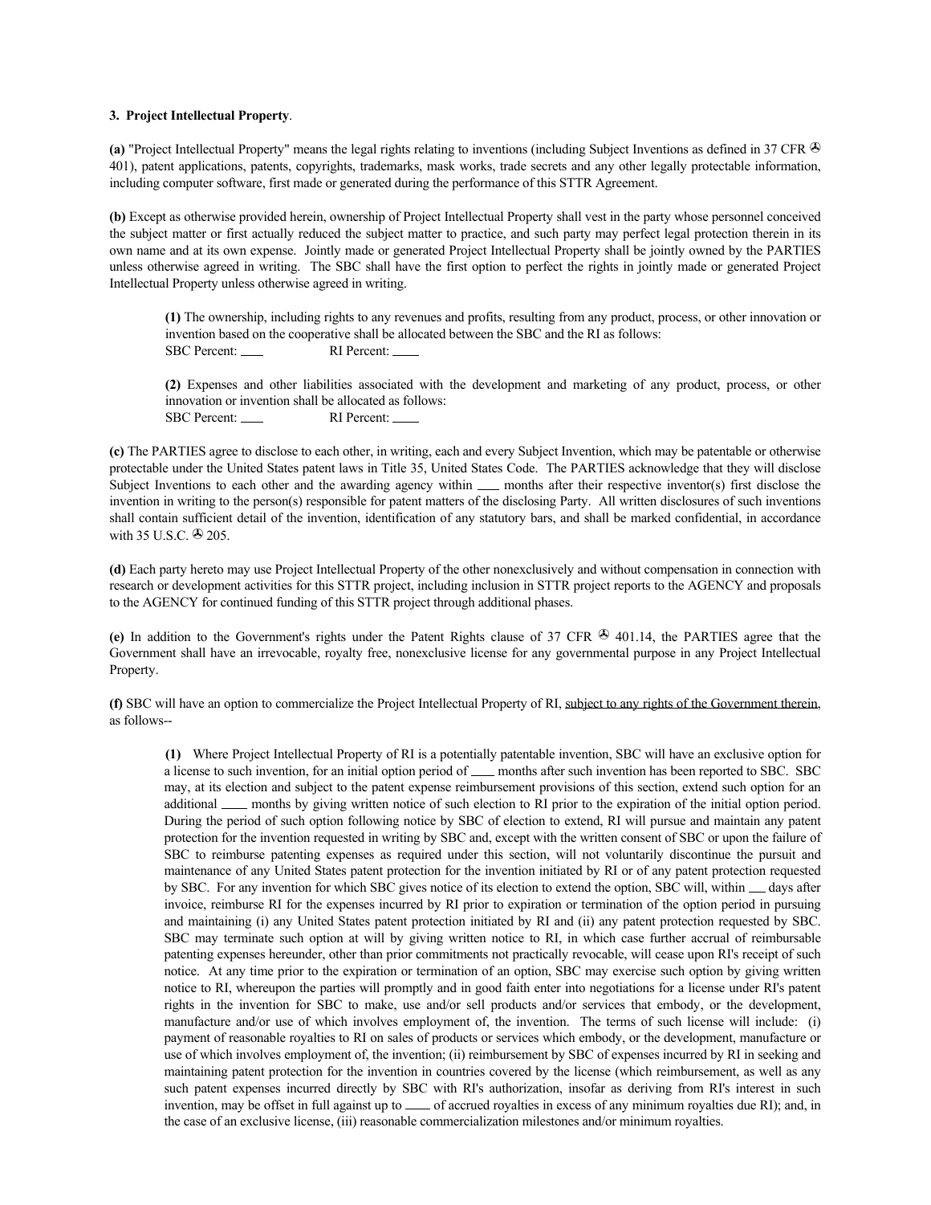**3. Project Intellectual Property**.

**(a)** "Project Intellectual Property" means the legal rights relating to inventions (including Subject Inventions as defined in 37 CFR § 401), patent applications, patents, copyrights, trademarks, mask works, trade secrets and any other legally protectable information, including computer software, first made or generated during the performance of this STTR Agreement.

**(b)** Except as otherwise provided herein, ownership of Project Intellectual Property shall vest in the party whose personnel conceived the subject matter or first actually reduced the subject matter to practice, and such party may perfect legal protection therein in its own name and at its own expense. Jointly made or generated Project Intellectual Property shall be jointly owned by the PARTIES unless otherwise agreed in writing. The SBC shall have the first option to perfect the rights in jointly made or generated Project Intellectual Property unless otherwise agreed in writing.

> **(1)** The ownership, including rights to any revenues and profits, resulting from any product, process, or other innovation or invention based on the cooperative shall be allocated between the SBC and the RI as follows:
> SBC Percent: ____ RI Percent: ____
>
> **(2)** Expenses and other liabilities associated with the development and marketing of any product, process, or other innovation or invention shall be allocated as follows:
> SBC Percent: ____ RI Percent: ____

**(c)** The PARTIES agree to disclose to each other, in writing, each and every Subject Invention, which may be patentable or otherwise protectable under the United States patent laws in Title 35, United States Code. The PARTIES acknowledge that they will disclose Subject Inventions to each other and the awarding agency within ____ months after their respective inventor(s) first disclose the invention in writing to the person(s) responsible for patent matters of the disclosing Party. All written disclosures of such inventions shall contain sufficient detail of the invention, identification of any statutory bars, and shall be marked confidential, in accordance with 35 U.S.C. § 205.

**(d)** Each party hereto may use Project Intellectual Property of the other nonexclusively and without compensation in connection with research or development activities for this STTR project, including inclusion in STTR project reports to the AGENCY and proposals to the AGENCY for continued funding of this STTR project through additional phases.

**(e)** In addition to the Government's rights under the Patent Rights clause of 37 CFR § 401.14, the PARTIES agree that the Government shall have an irrevocable, royalty free, nonexclusive license for any governmental purpose in any Project Intellectual Property.

**(f)** SBC will have an option to commercialize the Project Intellectual Property of RI, subject to any rights of the Government therein, as follows--

> **(1)** Where Project Intellectual Property of RI is a potentially patentable invention, SBC will have an exclusive option for a license to such invention, for an initial option period of ____ months after such invention has been reported to SBC. SBC may, at its election and subject to the patent expense reimbursement provisions of this section, extend such option for an additional ____ months by giving written notice of such election to RI prior to the expiration of the initial option period. During the period of such option following notice by SBC of election to extend, RI will pursue and maintain any patent protection for the invention requested in writing by SBC and, except with the written consent of SBC or upon the failure of SBC to reimburse patenting expenses as required under this section, will not voluntarily discontinue the pursuit and maintenance of any United States patent protection for the invention initiated by RI or of any patent protection requested by SBC. For any invention for which SBC gives notice of its election to extend the option, SBC will, within ___ days after invoice, reimburse RI for the expenses incurred by RI prior to expiration or termination of the option period in pursuing and maintaining (i) any United States patent protection initiated by RI and (ii) any patent protection requested by SBC. SBC may terminate such option at will by giving written notice to RI, in which case further accrual of reimbursable patenting expenses hereunder, other than prior commitments not practically revocable, will cease upon RI's receipt of such notice. At any time prior to the expiration or termination of an option, SBC may exercise such option by giving written notice to RI, whereupon the parties will promptly and in good faith enter into negotiations for a license under RI's patent rights in the invention for SBC to make, use and/or sell products and/or services that embody, or the development, manufacture and/or use of which involves employment of, the invention. The terms of such license will include: (i) payment of reasonable royalties to RI on sales of products or services which embody, or the development, manufacture or use of which involves employment of, the invention; (ii) reimbursement by SBC of expenses incurred by RI in seeking and maintaining patent protection for the invention in countries covered by the license (which reimbursement, as well as any such patent expenses incurred directly by SBC with RI's authorization, insofar as deriving from RI's interest in such invention, may be offset in full against up to ____ of accrued royalties in excess of any minimum royalties due RI); and, in the case of an exclusive license, (iii) reasonable commercialization milestones and/or minimum royalties.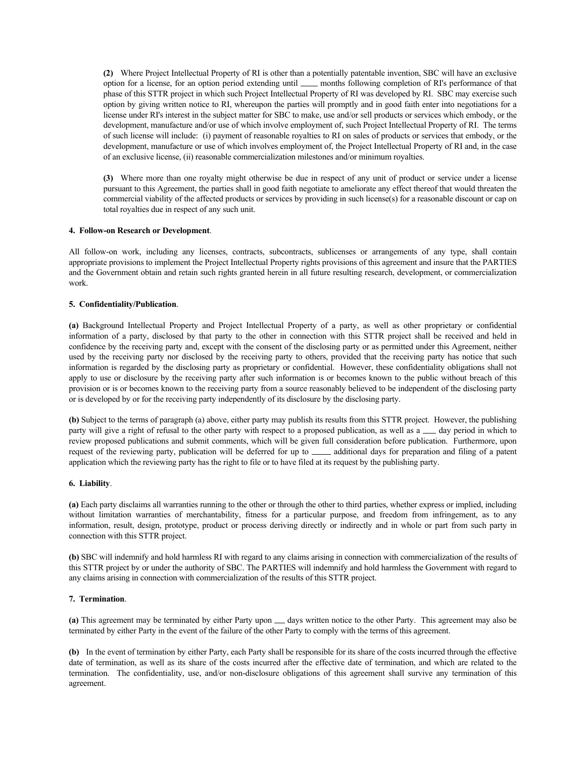**(2)** Where Project Intellectual Property of RI is other than a potentially patentable invention, SBC will have an exclusive option for a license, for an option period extending until ____ months following completion of RI's performance of that phase of this STTR project in which such Project Intellectual Property of RI was developed by RI. SBC may exercise such option by giving written notice to RI, whereupon the parties will promptly and in good faith enter into negotiations for a license under RI's interest in the subject matter for SBC to make, use and/or sell products or services which embody, or the development, manufacture and/or use of which involve employment of, such Project Intellectual Property of RI. The terms of such license will include: (i) payment of reasonable royalties to RI on sales of products or services that embody, or the development, manufacture or use of which involves employment of, the Project Intellectual Property of RI and, in the case of an exclusive license, (ii) reasonable commercialization milestones and/or minimum royalties.

**(3)** Where more than one royalty might otherwise be due in respect of any unit of product or service under a license pursuant to this Agreement, the parties shall in good faith negotiate to ameliorate any effect thereof that would threaten the commercial viability of the affected products or services by providing in such license(s) for a reasonable discount or cap on total royalties due in respect of any such unit.

**4. Follow-on Research or Development**.

All follow-on work, including any licenses, contracts, subcontracts, sublicenses or arrangements of any type, shall contain appropriate provisions to implement the Project Intellectual Property rights provisions of this agreement and insure that the PARTIES and the Government obtain and retain such rights granted herein in all future resulting research, development, or commercialization work.

**5. Confidentiality/Publication**.

**(a)** Background Intellectual Property and Project Intellectual Property of a party, as well as other proprietary or confidential information of a party, disclosed by that party to the other in connection with this STTR project shall be received and held in confidence by the receiving party and, except with the consent of the disclosing party or as permitted under this Agreement, neither used by the receiving party nor disclosed by the receiving party to others, provided that the receiving party has notice that such information is regarded by the disclosing party as proprietary or confidential. However, these confidentiality obligations shall not apply to use or disclosure by the receiving party after such information is or becomes known to the public without breach of this provision or is or becomes known to the receiving party from a source reasonably believed to be independent of the disclosing party or is developed by or for the receiving party independently of its disclosure by the disclosing party.

**(b)** Subject to the terms of paragraph (a) above, either party may publish its results from this STTR project. However, the publishing party will give a right of refusal to the other party with respect to a proposed publication, as well as a ___ day period in which to review proposed publications and submit comments, which will be given full consideration before publication. Furthermore, upon request of the reviewing party, publication will be deferred for up to ____ additional days for preparation and filing of a patent application which the reviewing party has the right to file or to have filed at its request by the publishing party.

**6. Liability**.

**(a)** Each party disclaims all warranties running to the other or through the other to third parties, whether express or implied, including without limitation warranties of merchantability, fitness for a particular purpose, and freedom from infringement, as to any information, result, design, prototype, product or process deriving directly or indirectly and in whole or part from such party in connection with this STTR project.

**(b)** SBC will indemnify and hold harmless RI with regard to any claims arising in connection with commercialization of the results of this STTR project by or under the authority of SBC. The PARTIES will indemnify and hold harmless the Government with regard to any claims arising in connection with commercialization of the results of this STTR project.

**7. Termination**.

**(a)** This agreement may be terminated by either Party upon ___ days written notice to the other Party. This agreement may also be terminated by either Party in the event of the failure of the other Party to comply with the terms of this agreement.

**(b)** In the event of termination by either Party, each Party shall be responsible for its share of the costs incurred through the effective date of termination, as well as its share of the costs incurred after the effective date of termination, and which are related to the termination. The confidentiality, use, and/or non-disclosure obligations of this agreement shall survive any termination of this agreement.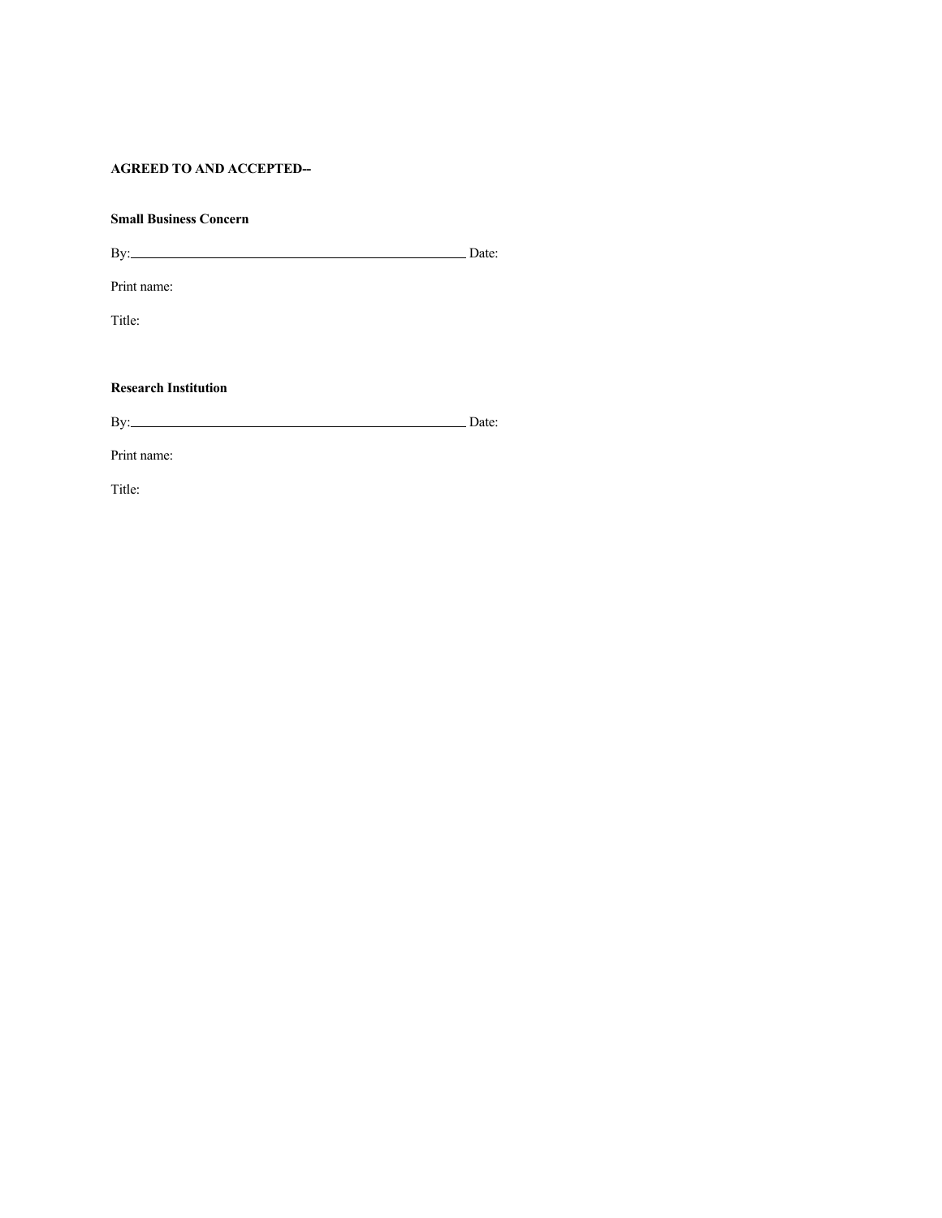**AGREED TO AND ACCEPTED--**

**Small Business Concern**

By:\_\_\_\_\_\_\_\_\_\_\_\_\_\_\_\_\_\_\_\_\_\_\_\_\_\_\_\_\_\_\_\_\_\_\_\_\_\_\_\_ Date:

Print name:

Title:

**Research Institution**

By:\_\_\_\_\_\_\_\_\_\_\_\_\_\_\_\_\_\_\_\_\_\_\_\_\_\_\_\_\_\_\_\_\_\_\_\_\_\_\_\_ Date:

Print name:

Title: